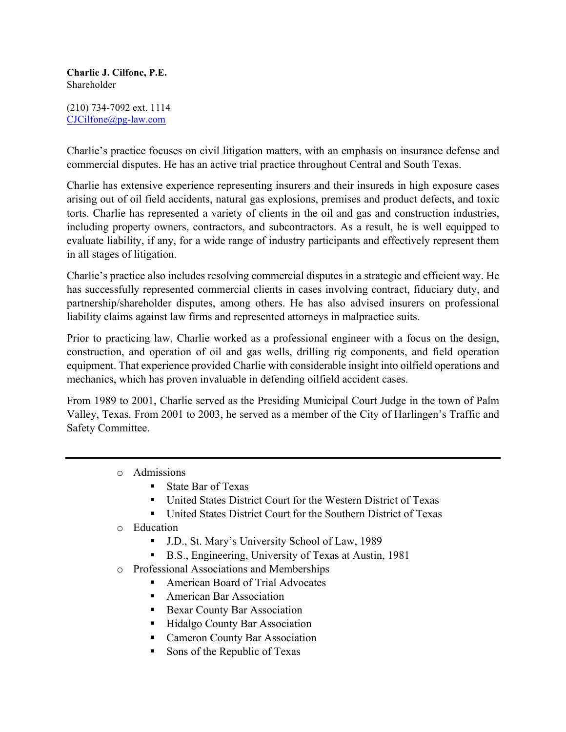**Charlie J. Cilfone, P.E.**
Shareholder

(210) 734-7092 ext. 1114
CJCilfone@pg-law.com

Charlie's practice focuses on civil litigation matters, with an emphasis on insurance defense and commercial disputes. He has an active trial practice throughout Central and South Texas.

Charlie has extensive experience representing insurers and their insureds in high exposure cases arising out of oil field accidents, natural gas explosions, premises and product defects, and toxic torts. Charlie has represented a variety of clients in the oil and gas and construction industries, including property owners, contractors, and subcontractors. As a result, he is well equipped to evaluate liability, if any, for a wide range of industry participants and effectively represent them in all stages of litigation.

Charlie's practice also includes resolving commercial disputes in a strategic and efficient way. He has successfully represented commercial clients in cases involving contract, fiduciary duty, and partnership/shareholder disputes, among others. He has also advised insurers on professional liability claims against law firms and represented attorneys in malpractice suits.

Prior to practicing law, Charlie worked as a professional engineer with a focus on the design, construction, and operation of oil and gas wells, drilling rig components, and field operation equipment. That experience provided Charlie with considerable insight into oilfield operations and mechanics, which has proven invaluable in defending oilfield accident cases.

From 1989 to 2001, Charlie served as the Presiding Municipal Court Judge in the town of Palm Valley, Texas. From 2001 to 2003, he served as a member of the City of Harlingen's Traffic and Safety Committee.

---

- Admissions
  - State Bar of Texas
  - United States District Court for the Western District of Texas
  - United States District Court for the Southern District of Texas
- Education
  - J.D., St. Mary's University School of Law, 1989
  - B.S., Engineering, University of Texas at Austin, 1981
- Professional Associations and Memberships
  - American Board of Trial Advocates
  - American Bar Association
  - Bexar County Bar Association
  - Hidalgo County Bar Association
  - Cameron County Bar Association
  - Sons of the Republic of Texas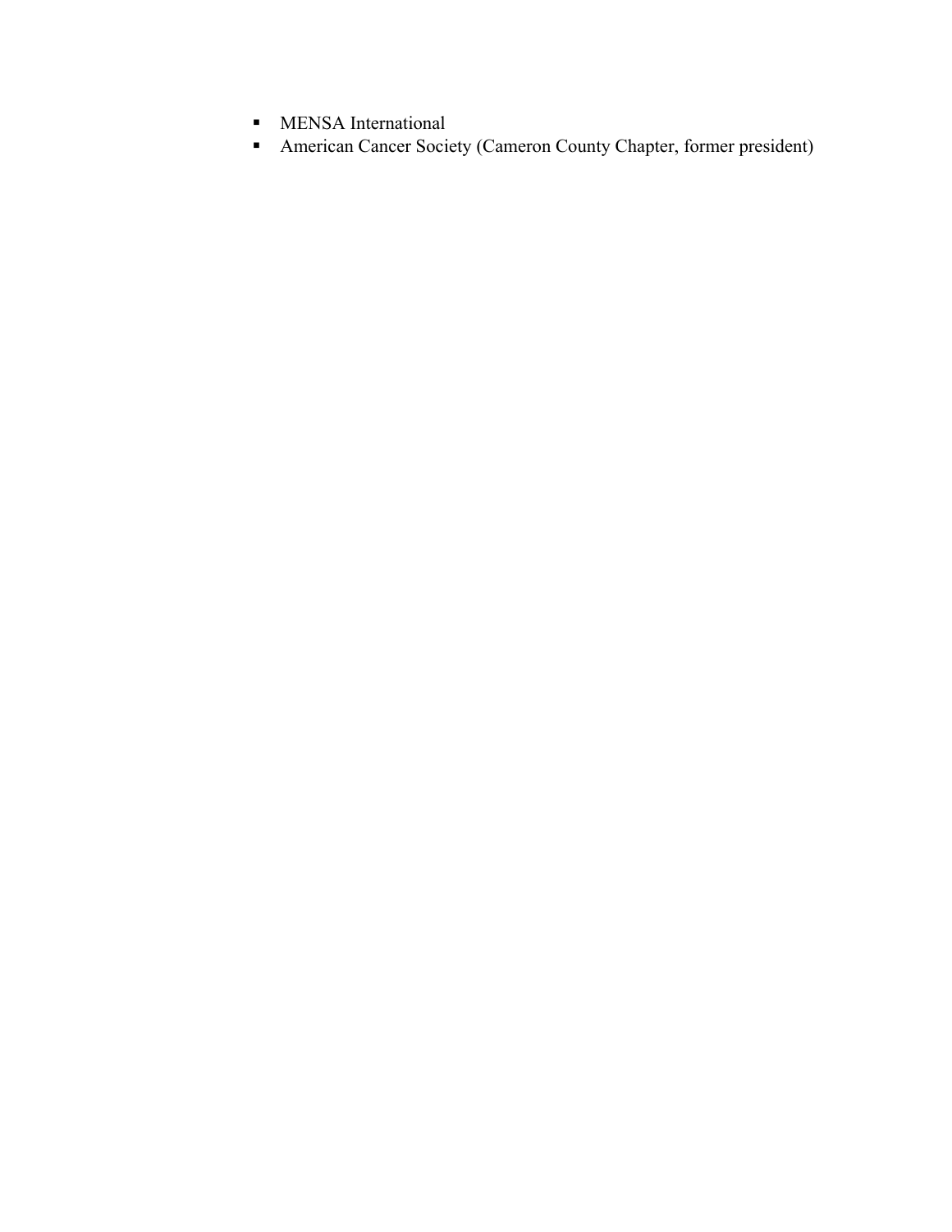- MENSA International
- American Cancer Society (Cameron County Chapter, former president)